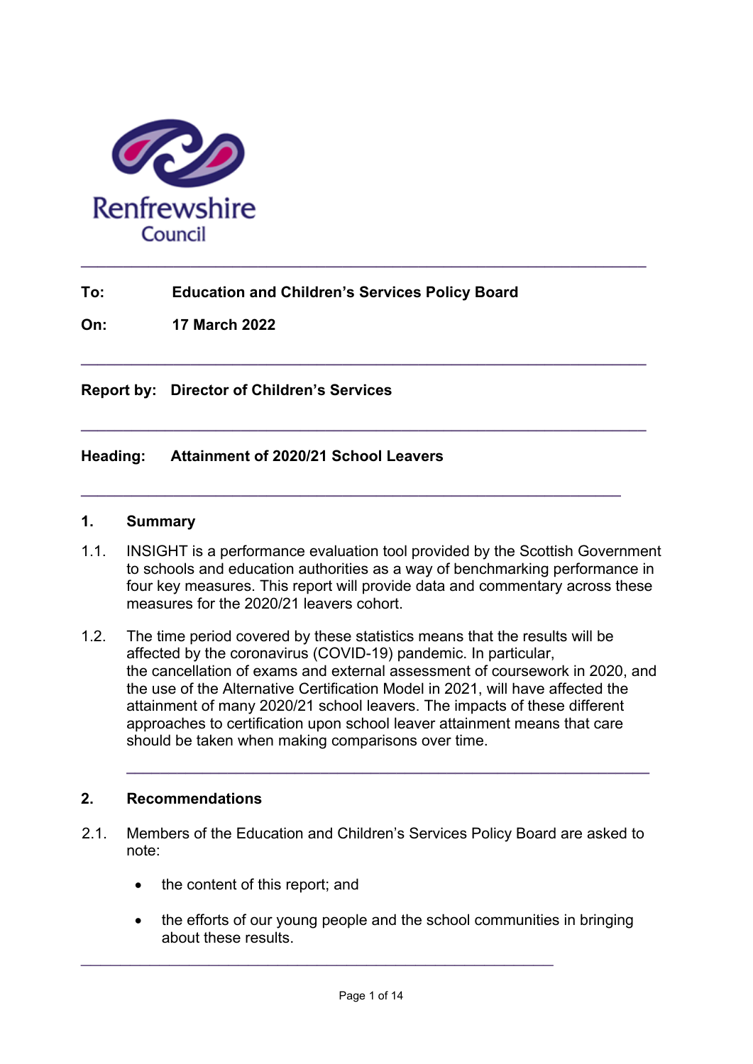Renfrewshire Council

**To:** **Education and Children's Services Policy Board**

**On:** **17 March 2022**

**Report by:** **Director of Children's Services**

**Heading:** **Attainment of 2020/21 School Leavers**

## 1. Summary

1.1. INSIGHT is a performance evaluation tool provided by the Scottish Government to schools and education authorities as a way of benchmarking performance in four key measures. This report will provide data and commentary across these measures for the 2020/21 leavers cohort.

1.2. The time period covered by these statistics means that the results will be affected by the coronavirus (COVID-19) pandemic. In particular, the cancellation of exams and external assessment of coursework in 2020, and the use of the Alternative Certification Model in 2021, will have affected the attainment of many 2020/21 school leavers. The impacts of these different approaches to certification upon school leaver attainment means that care should be taken when making comparisons over time.

## 2. Recommendations

2.1. Members of the Education and Children's Services Policy Board are asked to note:

- the content of this report; and
- the efforts of our young people and the school communities in bringing about these results.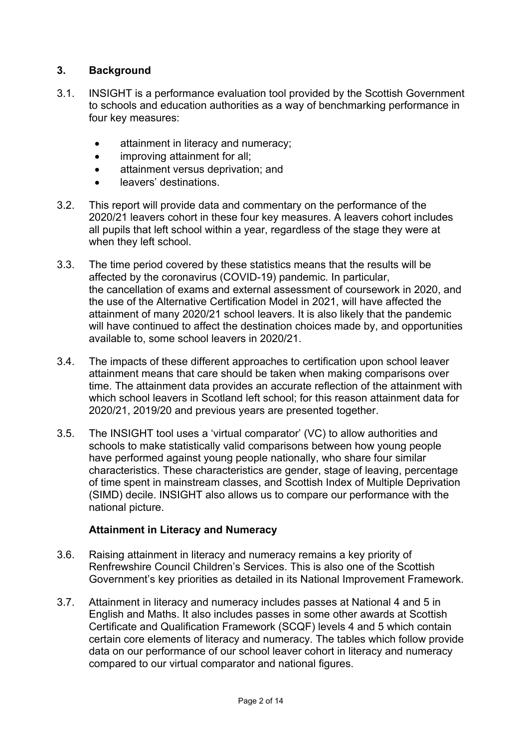## 3. Background

3.1. INSIGHT is a performance evaluation tool provided by the Scottish Government to schools and education authorities as a way of benchmarking performance in four key measures:

- attainment in literacy and numeracy;
- improving attainment for all;
- attainment versus deprivation; and
- leavers' destinations.

3.2. This report will provide data and commentary on the performance of the 2020/21 leavers cohort in these four key measures. A leavers cohort includes all pupils that left school within a year, regardless of the stage they were at when they left school.

3.3. The time period covered by these statistics means that the results will be affected by the coronavirus (COVID-19) pandemic. In particular, the cancellation of exams and external assessment of coursework in 2020, and the use of the Alternative Certification Model in 2021, will have affected the attainment of many 2020/21 school leavers. It is also likely that the pandemic will have continued to affect the destination choices made by, and opportunities available to, some school leavers in 2020/21.

3.4. The impacts of these different approaches to certification upon school leaver attainment means that care should be taken when making comparisons over time. The attainment data provides an accurate reflection of the attainment with which school leavers in Scotland left school; for this reason attainment data for 2020/21, 2019/20 and previous years are presented together.

3.5. The INSIGHT tool uses a 'virtual comparator' (VC) to allow authorities and schools to make statistically valid comparisons between how young people have performed against young people nationally, who share four similar characteristics. These characteristics are gender, stage of leaving, percentage of time spent in mainstream classes, and Scottish Index of Multiple Deprivation (SIMD) decile. INSIGHT also allows us to compare our performance with the national picture.

### Attainment in Literacy and Numeracy

3.6. Raising attainment in literacy and numeracy remains a key priority of Renfrewshire Council Children's Services. This is also one of the Scottish Government's key priorities as detailed in its National Improvement Framework.

3.7. Attainment in literacy and numeracy includes passes at National 4 and 5 in English and Maths. It also includes passes in some other awards at Scottish Certificate and Qualification Framework (SCQF) levels 4 and 5 which contain certain core elements of literacy and numeracy. The tables which follow provide data on our performance of our school leaver cohort in literacy and numeracy compared to our virtual comparator and national figures.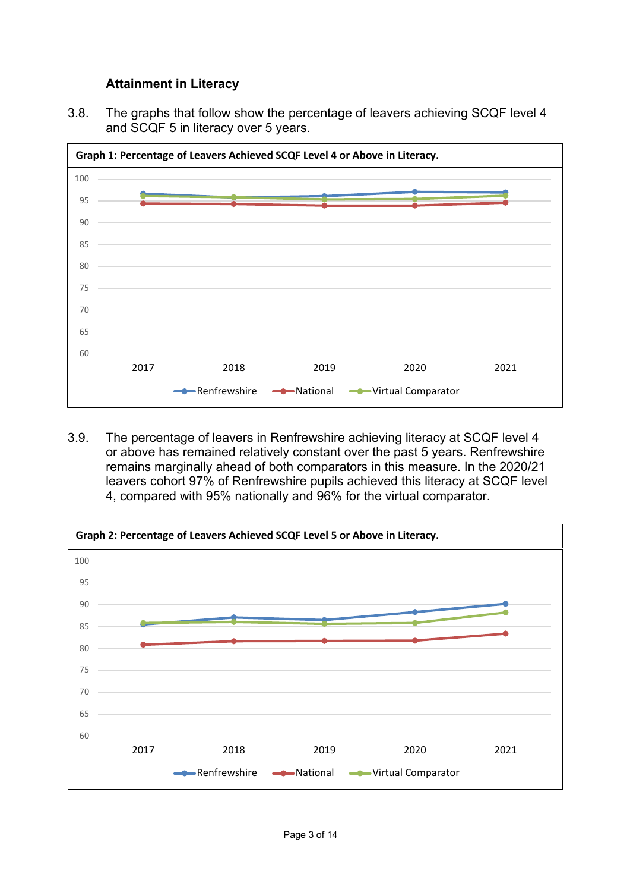### Attainment in Literacy

3.8. The graphs that follow show the percentage of leavers achieving SCQF level 4 and SCQF 5 in literacy over 5 years.

**Graph 1: Percentage of Leavers Achieved SCQF Level 4 or Above in Literacy.**

3.9. The percentage of leavers in Renfrewshire achieving literacy at SCQF level 4 or above has remained relatively constant over the past 5 years. Renfrewshire remains marginally ahead of both comparators in this measure. In the 2020/21 leavers cohort 97% of Renfrewshire pupils achieved this literacy at SCQF level 4, compared with 95% nationally and 96% for the virtual comparator.

**Graph 2: Percentage of Leavers Achieved SCQF Level 5 or Above in Literacy.**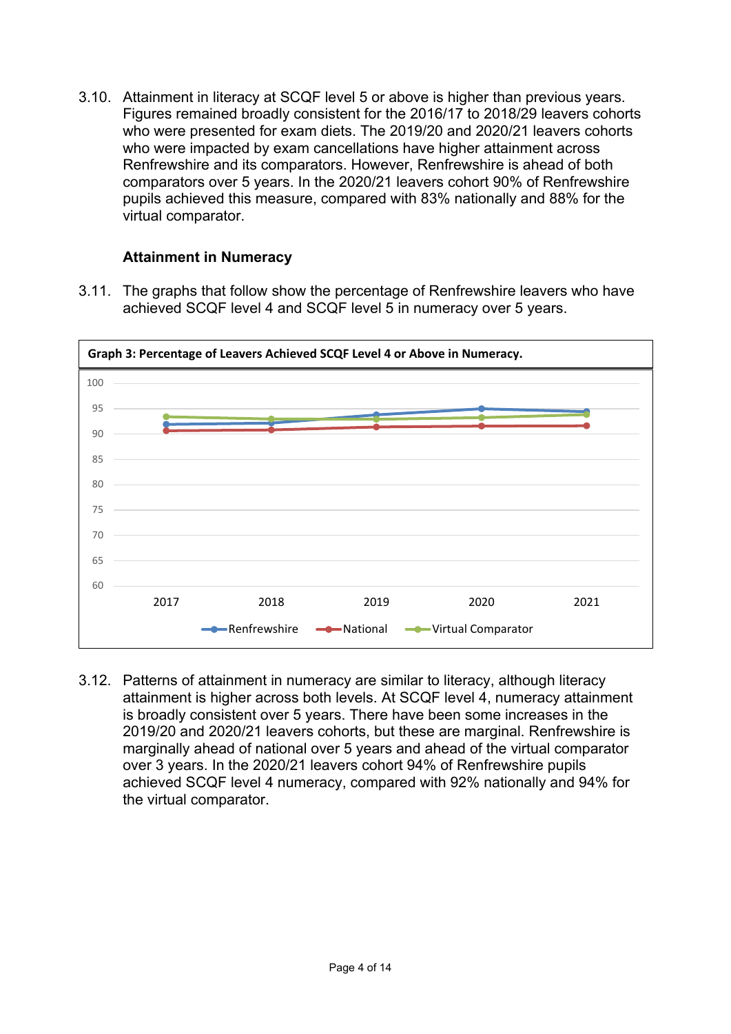3.10. Attainment in literacy at SCQF level 5 or above is higher than previous years. Figures remained broadly consistent for the 2016/17 to 2018/29 leavers cohorts who were presented for exam diets. The 2019/20 and 2020/21 leavers cohorts who were impacted by exam cancellations have higher attainment across Renfrewshire and its comparators. However, Renfrewshire is ahead of both comparators over 5 years. In the 2020/21 leavers cohort 90% of Renfrewshire pupils achieved this measure, compared with 83% nationally and 88% for the virtual comparator.

### Attainment in Numeracy

3.11. The graphs that follow show the percentage of Renfrewshire leavers who have achieved SCQF level 4 and SCQF level 5 in numeracy over 5 years.

**Graph 3: Percentage of Leavers Achieved SCQF Level 4 or Above in Numeracy.**

3.12. Patterns of attainment in numeracy are similar to literacy, although literacy attainment is higher across both levels. At SCQF level 4, numeracy attainment is broadly consistent over 5 years. There have been some increases in the 2019/20 and 2020/21 leavers cohorts, but these are marginal. Renfrewshire is marginally ahead of national over 5 years and ahead of the virtual comparator over 3 years. In the 2020/21 leavers cohort 94% of Renfrewshire pupils achieved SCQF level 4 numeracy, compared with 92% nationally and 94% for the virtual comparator.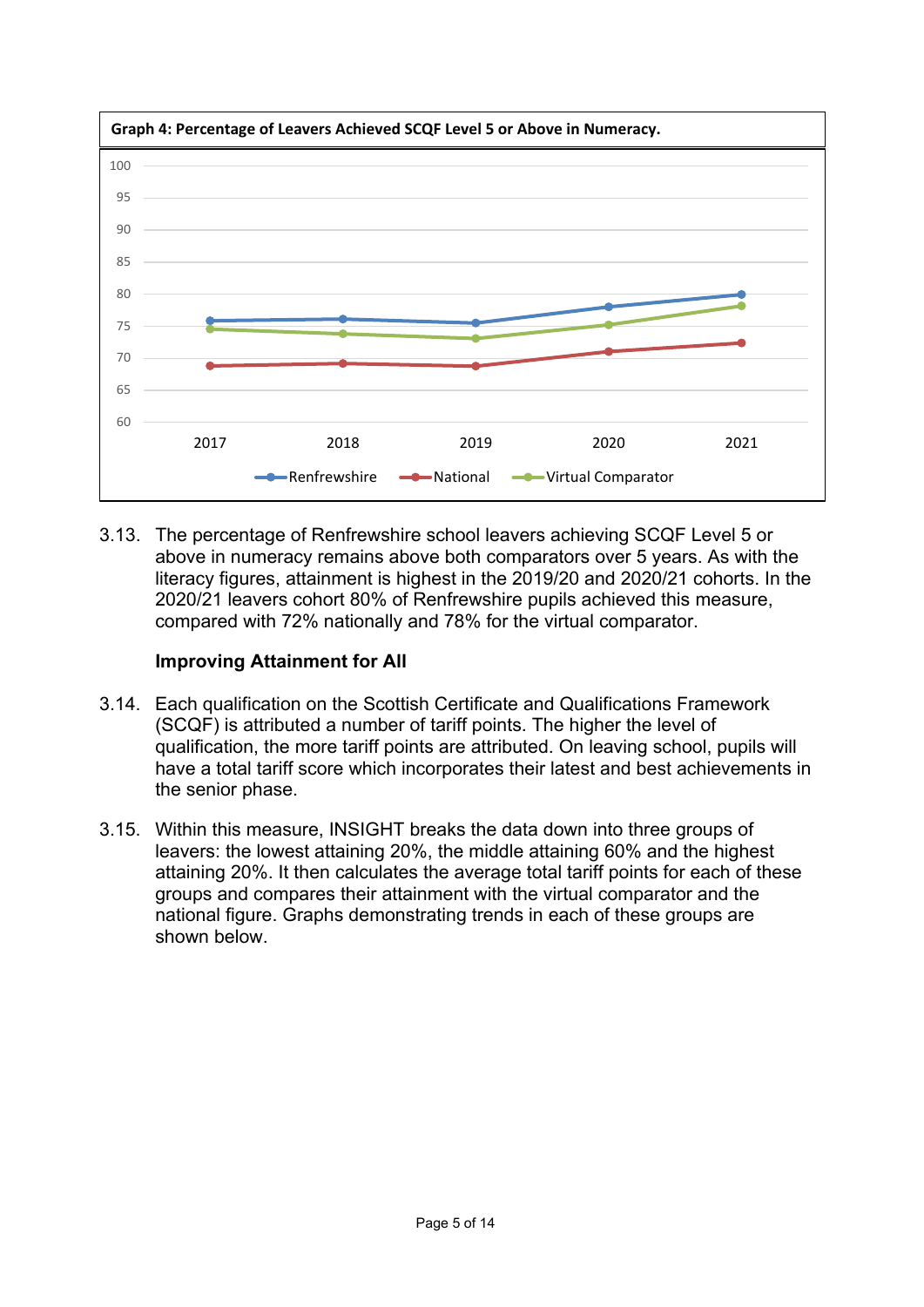**Graph 4: Percentage of Leavers Achieved SCQF Level 5 or Above in Numeracy.**

3.13. The percentage of Renfrewshire school leavers achieving SCQF Level 5 or above in numeracy remains above both comparators over 5 years. As with the literacy figures, attainment is highest in the 2019/20 and 2020/21 cohorts. In the 2020/21 leavers cohort 80% of Renfrewshire pupils achieved this measure, compared with 72% nationally and 78% for the virtual comparator.

### Improving Attainment for All

3.14. Each qualification on the Scottish Certificate and Qualifications Framework (SCQF) is attributed a number of tariff points. The higher the level of qualification, the more tariff points are attributed. On leaving school, pupils will have a total tariff score which incorporates their latest and best achievements in the senior phase.

3.15. Within this measure, INSIGHT breaks the data down into three groups of leavers: the lowest attaining 20%, the middle attaining 60% and the highest attaining 20%. It then calculates the average total tariff points for each of these groups and compares their attainment with the virtual comparator and the national figure. Graphs demonstrating trends in each of these groups are shown below.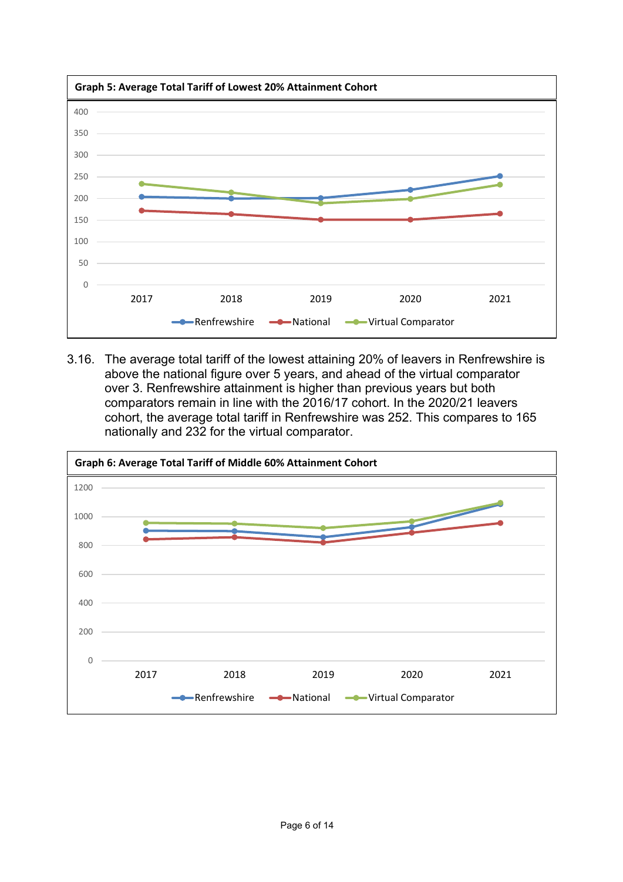**Graph 5: Average Total Tariff of Lowest 20% Attainment Cohort**

3.16. The average total tariff of the lowest attaining 20% of leavers in Renfrewshire is above the national figure over 5 years, and ahead of the virtual comparator over 3. Renfrewshire attainment is higher than previous years but both comparators remain in line with the 2016/17 cohort. In the 2020/21 leavers cohort, the average total tariff in Renfrewshire was 252. This compares to 165 nationally and 232 for the virtual comparator.

**Graph 6: Average Total Tariff of Middle 60% Attainment Cohort**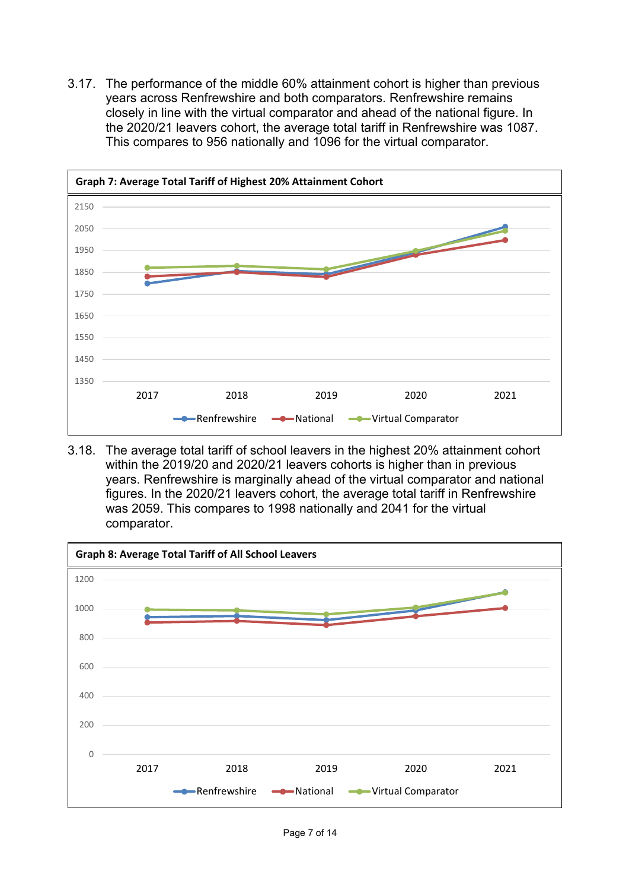3.17. The performance of the middle 60% attainment cohort is higher than previous years across Renfrewshire and both comparators. Renfrewshire remains closely in line with the virtual comparator and ahead of the national figure. In the 2020/21 leavers cohort, the average total tariff in Renfrewshire was 1087. This compares to 956 nationally and 1096 for the virtual comparator.

**Graph 7: Average Total Tariff of Highest 20% Attainment Cohort**

3.18. The average total tariff of school leavers in the highest 20% attainment cohort within the 2019/20 and 2020/21 leavers cohorts is higher than in previous years. Renfrewshire is marginally ahead of the virtual comparator and national figures. In the 2020/21 leavers cohort, the average total tariff in Renfrewshire was 2059. This compares to 1998 nationally and 2041 for the virtual comparator.

**Graph 8: Average Total Tariff of All School Leavers**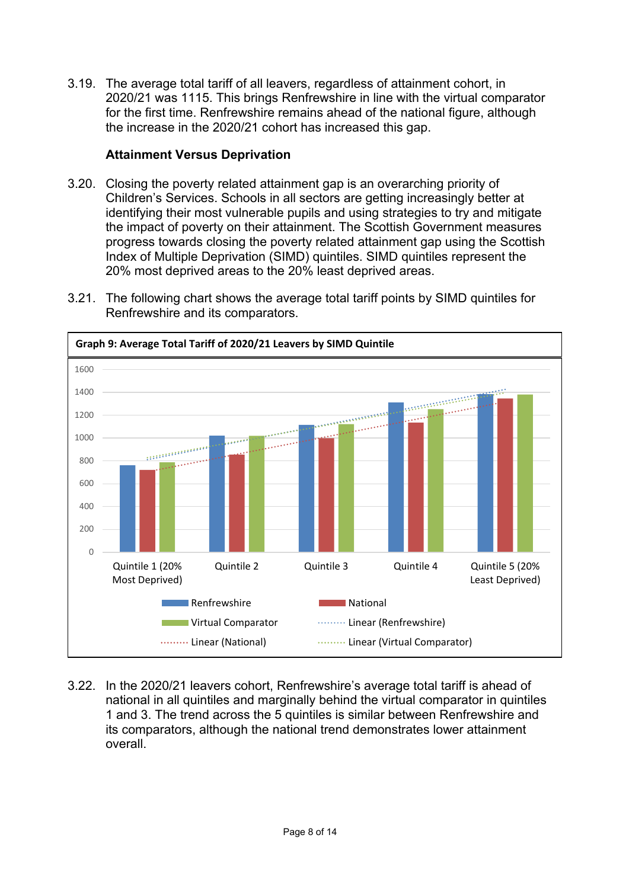3.19. The average total tariff of all leavers, regardless of attainment cohort, in 2020/21 was 1115. This brings Renfrewshire in line with the virtual comparator for the first time. Renfrewshire remains ahead of the national figure, although the increase in the 2020/21 cohort has increased this gap.

**Attainment Versus Deprivation**

3.20. Closing the poverty related attainment gap is an overarching priority of Children's Services. Schools in all sectors are getting increasingly better at identifying their most vulnerable pupils and using strategies to try and mitigate the impact of poverty on their attainment. The Scottish Government measures progress towards closing the poverty related attainment gap using the Scottish Index of Multiple Deprivation (SIMD) quintiles. SIMD quintiles represent the 20% most deprived areas to the 20% least deprived areas.

3.21. The following chart shows the average total tariff points by SIMD quintiles for Renfrewshire and its comparators.

**Graph 9: Average Total Tariff of 2020/21 Leavers by SIMD Quintile**

3.22. In the 2020/21 leavers cohort, Renfrewshire's average total tariff is ahead of national in all quintiles and marginally behind the virtual comparator in quintiles 1 and 3. The trend across the 5 quintiles is similar between Renfrewshire and its comparators, although the national trend demonstrates lower attainment overall.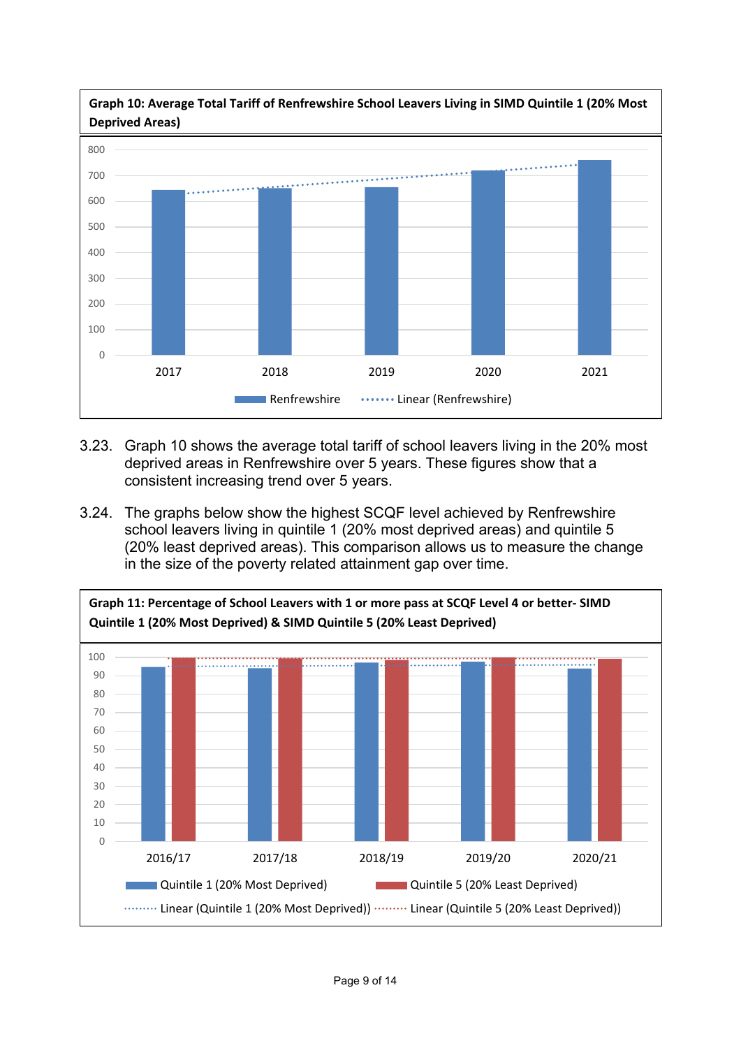**Graph 10: Average Total Tariff of Renfrewshire School Leavers Living in SIMD Quintile 1 (20% Most Deprived Areas)**

3.23. Graph 10 shows the average total tariff of school leavers living in the 20% most deprived areas in Renfrewshire over 5 years. These figures show that a consistent increasing trend over 5 years.

3.24. The graphs below show the highest SCQF level achieved by Renfrewshire school leavers living in quintile 1 (20% most deprived areas) and quintile 5 (20% least deprived areas). This comparison allows us to measure the change in the size of the poverty related attainment gap over time.

**Graph 11: Percentage of School Leavers with 1 or more pass at SCQF Level 4 or better- SIMD Quintile 1 (20% Most Deprived) & SIMD Quintile 5 (20% Least Deprived)**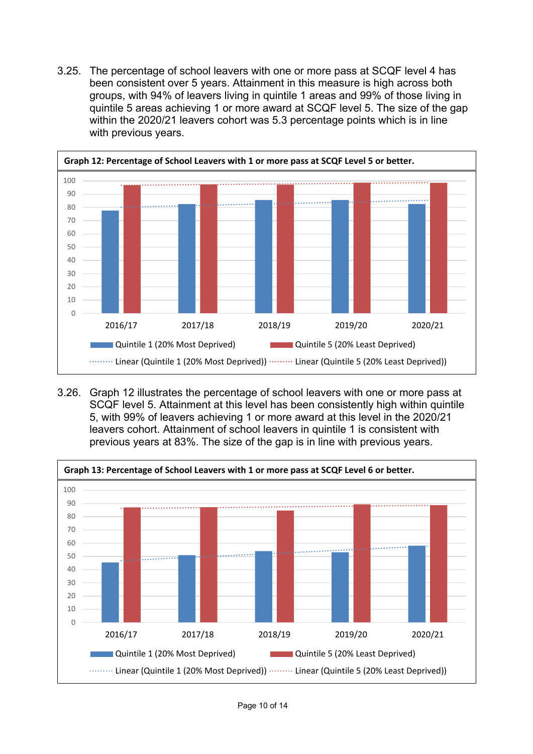3.25. The percentage of school leavers with one or more pass at SCQF level 4 has been consistent over 5 years. Attainment in this measure is high across both groups, with 94% of leavers living in quintile 1 areas and 99% of those living in quintile 5 areas achieving 1 or more award at SCQF level 5. The size of the gap within the 2020/21 leavers cohort was 5.3 percentage points which is in line with previous years.

**Graph 12: Percentage of School Leavers with 1 or more pass at SCQF Level 5 or better.**

3.26. Graph 12 illustrates the percentage of school leavers with one or more pass at SCQF level 5. Attainment at this level has been consistently high within quintile 5, with 99% of leavers achieving 1 or more award at this level in the 2020/21 leavers cohort. Attainment of school leavers in quintile 1 is consistent with previous years at 83%. The size of the gap is in line with previous years.

**Graph 13: Percentage of School Leavers with 1 or more pass at SCQF Level 6 or better.**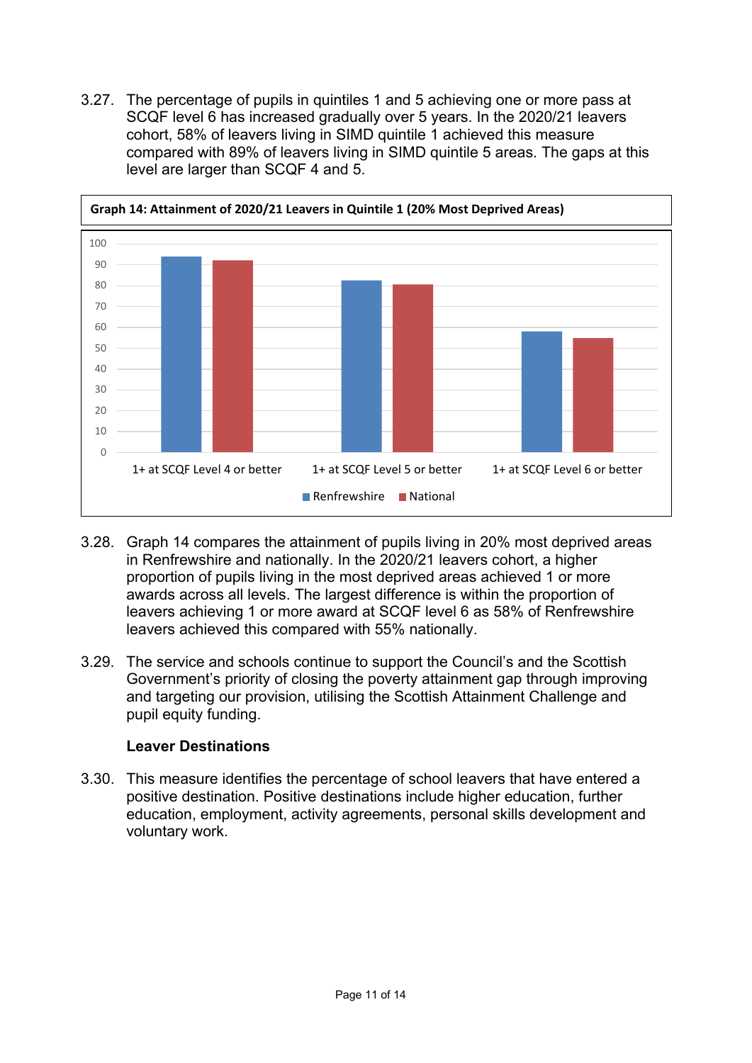3.27. The percentage of pupils in quintiles 1 and 5 achieving one or more pass at SCQF level 6 has increased gradually over 5 years. In the 2020/21 leavers cohort, 58% of leavers living in SIMD quintile 1 achieved this measure compared with 89% of leavers living in SIMD quintile 5 areas. The gaps at this level are larger than SCQF 4 and 5.

**Graph 14: Attainment of 2020/21 Leavers in Quintile 1 (20% Most Deprived Areas)**

3.28. Graph 14 compares the attainment of pupils living in 20% most deprived areas in Renfrewshire and nationally. In the 2020/21 leavers cohort, a higher proportion of pupils living in the most deprived areas achieved 1 or more awards across all levels. The largest difference is within the proportion of leavers achieving 1 or more award at SCQF level 6 as 58% of Renfrewshire leavers achieved this compared with 55% nationally.

3.29. The service and schools continue to support the Council's and the Scottish Government's priority of closing the poverty attainment gap through improving and targeting our provision, utilising the Scottish Attainment Challenge and pupil equity funding.

**Leaver Destinations**

3.30. This measure identifies the percentage of school leavers that have entered a positive destination. Positive destinations include higher education, further education, employment, activity agreements, personal skills development and voluntary work.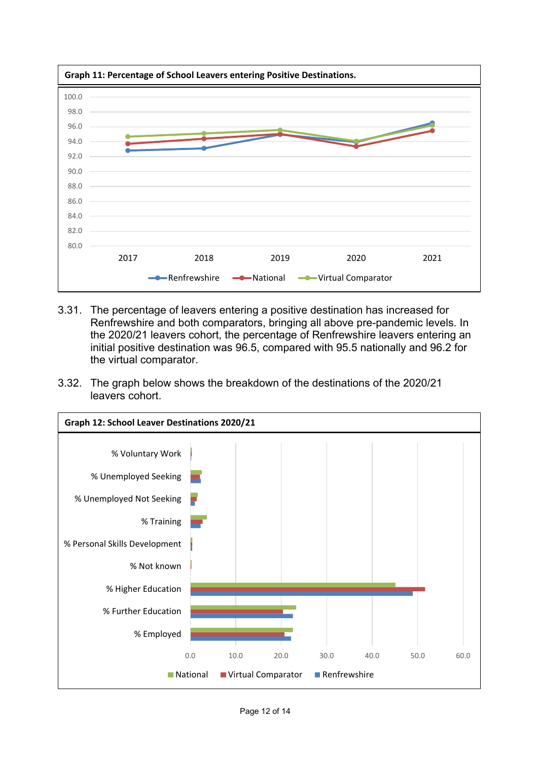**Graph 11: Percentage of School Leavers entering Positive Destinations.**

3.31. The percentage of leavers entering a positive destination has increased for Renfrewshire and both comparators, bringing all above pre-pandemic levels. In the 2020/21 leavers cohort, the percentage of Renfrewshire leavers entering an initial positive destination was 96.5, compared with 95.5 nationally and 96.2 for the virtual comparator.

3.32. The graph below shows the breakdown of the destinations of the 2020/21 leavers cohort.

**Graph 12: School Leaver Destinations 2020/21**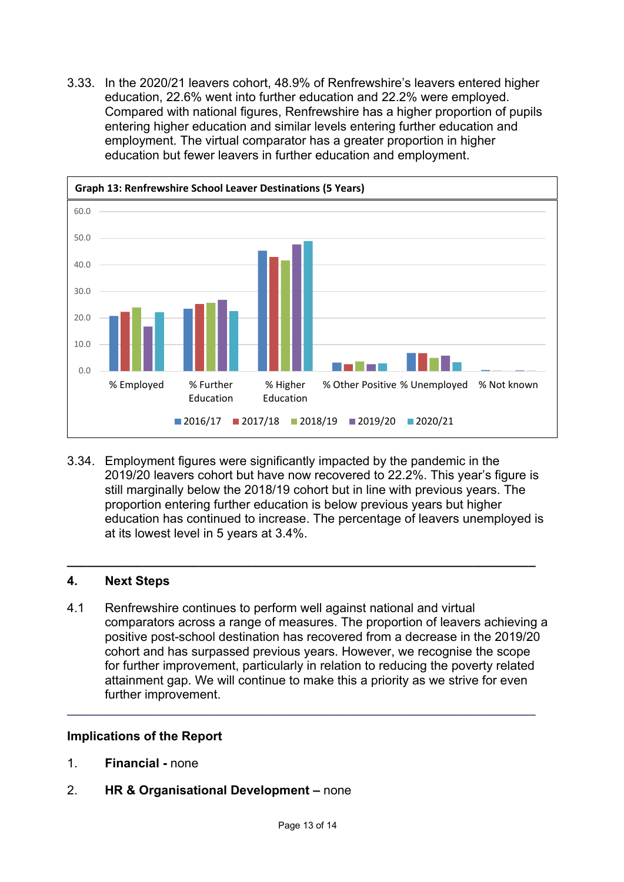3.33. In the 2020/21 leavers cohort, 48.9% of Renfrewshire's leavers entered higher education, 22.6% went into further education and 22.2% were employed. Compared with national figures, Renfrewshire has a higher proportion of pupils entering higher education and similar levels entering further education and employment. The virtual comparator has a greater proportion in higher education but fewer leavers in further education and employment.

**Graph 13: Renfrewshire School Leaver Destinations (5 Years)**

3.34. Employment figures were significantly impacted by the pandemic in the 2019/20 leavers cohort but have now recovered to 22.2%. This year's figure is still marginally below the 2018/19 cohort but in line with previous years. The proportion entering further education is below previous years but higher education has continued to increase. The percentage of leavers unemployed is at its lowest level in 5 years at 3.4%.

---

## 4. Next Steps

4.1 Renfrewshire continues to perform well against national and virtual comparators across a range of measures. The proportion of leavers achieving a positive post-school destination has recovered from a decrease in the 2019/20 cohort and has surpassed previous years. However, we recognise the scope for further improvement, particularly in relation to reducing the poverty related attainment gap. We will continue to make this a priority as we strive for even further improvement.

---

### Implications of the Report

1. **Financial -** none

2. **HR & Organisational Development –** none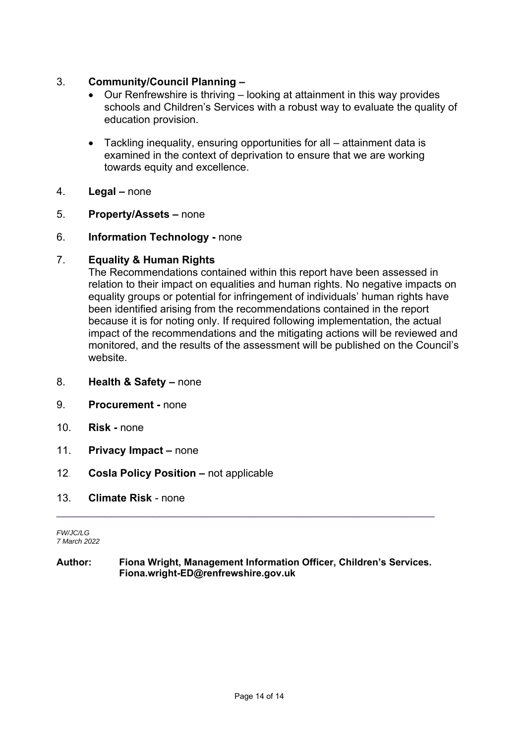3. **Community/Council Planning –**
   - Our Renfrewshire is thriving – looking at attainment in this way provides schools and Children's Services with a robust way to evaluate the quality of education provision.

   - Tackling inequality, ensuring opportunities for all – attainment data is examined in the context of deprivation to ensure that we are working towards equity and excellence.

4. **Legal –** none

5. **Property/Assets –** none

6. **Information Technology -** none

7. **Equality & Human Rights**
   The Recommendations contained within this report have been assessed in relation to their impact on equalities and human rights. No negative impacts on equality groups or potential for infringement of individuals' human rights have been identified arising from the recommendations contained in the report because it is for noting only. If required following implementation, the actual impact of the recommendations and the mitigating actions will be reviewed and monitored, and the results of the assessment will be published on the Council's website.

8. **Health & Safety –** none

9. **Procurement -** none

10. **Risk -** none

11. **Privacy Impact –** none

12. **Cosla Policy Position –** not applicable

13. **Climate Risk** - none

---

*FW/JC/LG*
*7 March 2022*

**Author: Fiona Wright, Management Information Officer, Children's Services. Fiona.wright-ED@renfrewshire.gov.uk**